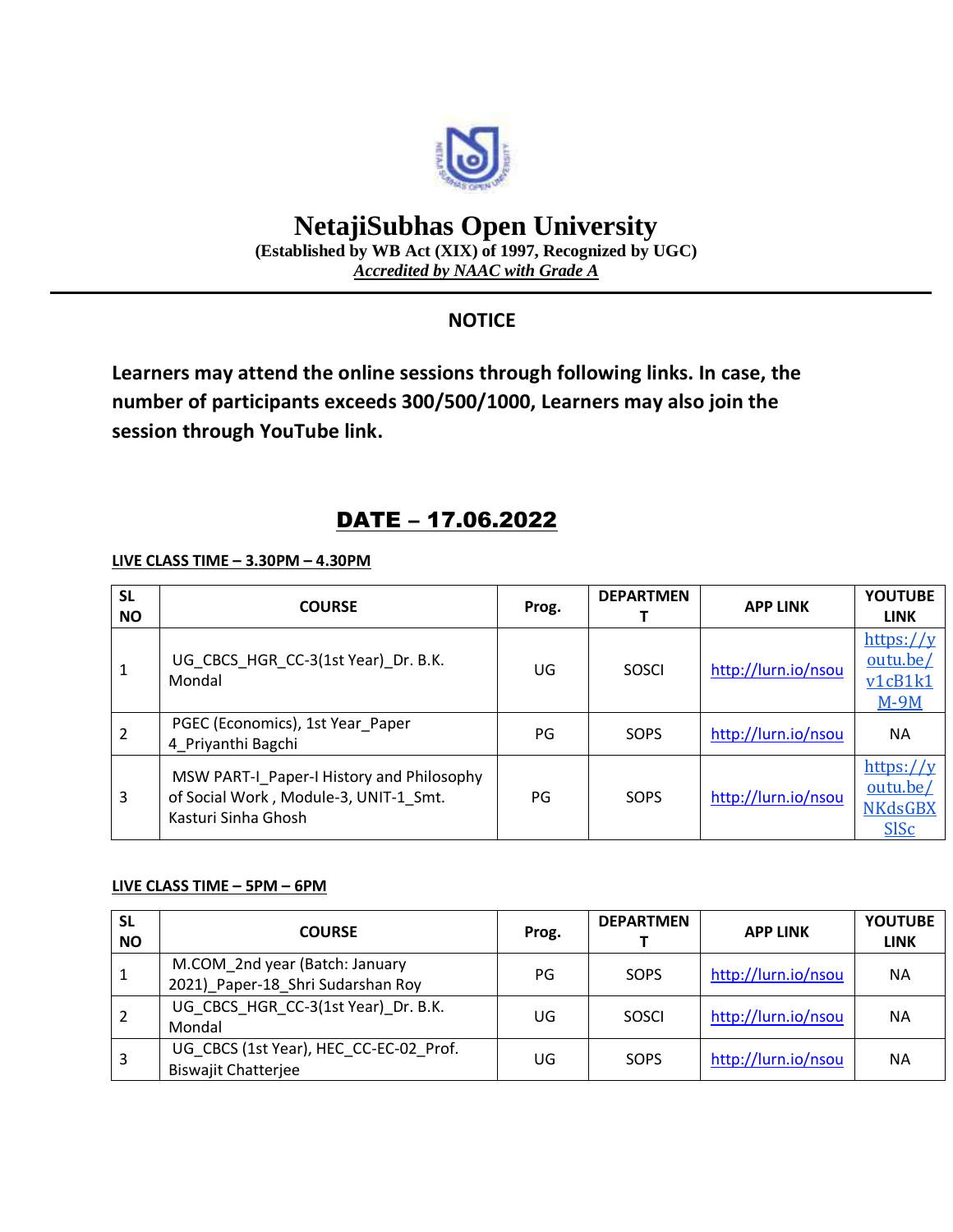# NetajiSubhas Open University

**(Established by WB Act (XIX) of 1997, Recognized by UGC)**

***Accredited by NAAC with Grade A***

## NOTICE

**Learners may attend the online sessions through following links. In case, the number of participants exceeds 300/500/1000, Learners may also join the session through YouTube link.**

## DATE – 17.06.2022

**LIVE CLASS TIME – 3.30PM – 4.30PM**

| SL NO | COURSE | Prog. | DEPARTMENT | APP LINK | YOUTUBE LINK |
|---|---|---|---|---|---|
| 1 | UG_CBCS_HGR_CC-3(1st Year)_Dr. B.K. Mondal | UG | SOSCI | http://lurn.io/nsou | https://youtu.be/v1cB1k1M-9M |
| 2 | PGEC (Economics), 1st Year_Paper 4_Priyanthi Bagchi | PG | SOPS | http://lurn.io/nsou | NA |
| 3 | MSW PART-I_Paper-I History and Philosophy of Social Work , Module-3, UNIT-1_Smt. Kasturi Sinha Ghosh | PG | SOPS | http://lurn.io/nsou | https://youtu.be/NKdsGBXSlSc |

**LIVE CLASS TIME – 5PM – 6PM**

| SL NO | COURSE | Prog. | DEPARTMENT | APP LINK | YOUTUBE LINK |
|---|---|---|---|---|---|
| 1 | M.COM_2nd year (Batch: January 2021)_Paper-18_Shri Sudarshan Roy | PG | SOPS | http://lurn.io/nsou | NA |
| 2 | UG_CBCS_HGR_CC-3(1st Year)_Dr. B.K. Mondal | UG | SOSCI | http://lurn.io/nsou | NA |
| 3 | UG_CBCS (1st Year), HEC_CC-EC-02_Prof. Biswajit Chatterjee | UG | SOPS | http://lurn.io/nsou | NA |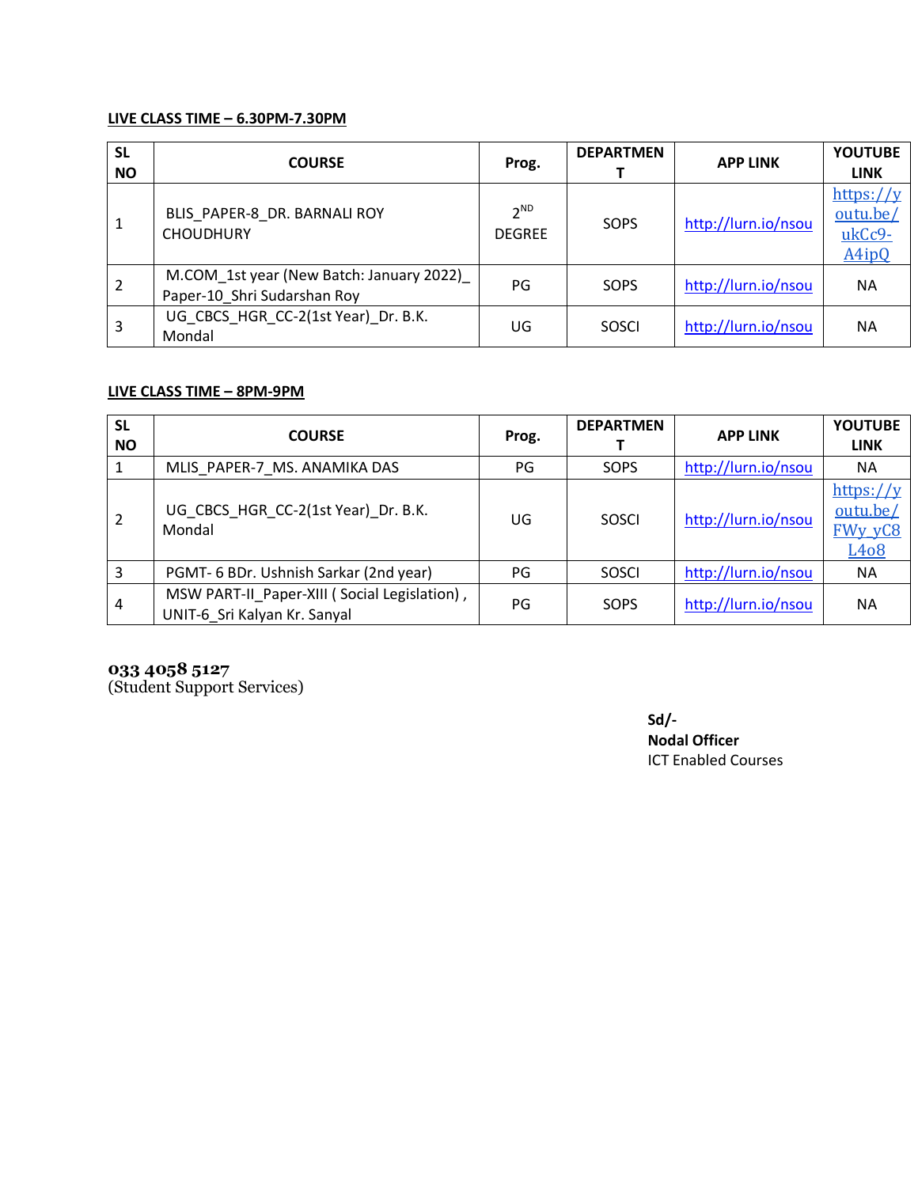**LIVE CLASS TIME – 6.30PM-7.30PM**

| SL NO | COURSE | Prog. | DEPARTMENT | APP LINK | YOUTUBE LINK |
|---|---|---|---|---|---|
| 1 | BLIS_PAPER-8_DR. BARNALI ROY CHOUDHURY | 2ND DEGREE | SOPS | http://lurn.io/nsou | https://youtu.be/ukCc9-A4ipQ |
| 2 | M.COM_1st year (New Batch: January 2022)_ Paper-10_Shri Sudarshan Roy | PG | SOPS | http://lurn.io/nsou | NA |
| 3 | UG_CBCS_HGR_CC-2(1st Year)_Dr. B.K. Mondal | UG | SOSCI | http://lurn.io/nsou | NA |

**LIVE CLASS TIME – 8PM-9PM**

| SL NO | COURSE | Prog. | DEPARTMENT | APP LINK | YOUTUBE LINK |
|---|---|---|---|---|---|
| 1 | MLIS_PAPER-7_MS. ANAMIKA DAS | PG | SOPS | http://lurn.io/nsou | NA |
| 2 | UG_CBCS_HGR_CC-2(1st Year)_Dr. B.K. Mondal | UG | SOSCI | http://lurn.io/nsou | https://youtu.be/FWy_yC8L4o8 |
| 3 | PGMT- 6 BDr. Ushnish Sarkar (2nd year) | PG | SOSCI | http://lurn.io/nsou | NA |
| 4 | MSW PART-II_Paper-XIII ( Social Legislation) , UNIT-6_Sri Kalyan Kr. Sanyal | PG | SOPS | http://lurn.io/nsou | NA |

**033 4058 5127**
(Student Support Services)

**Sd/-**
**Nodal Officer**
ICT Enabled Courses